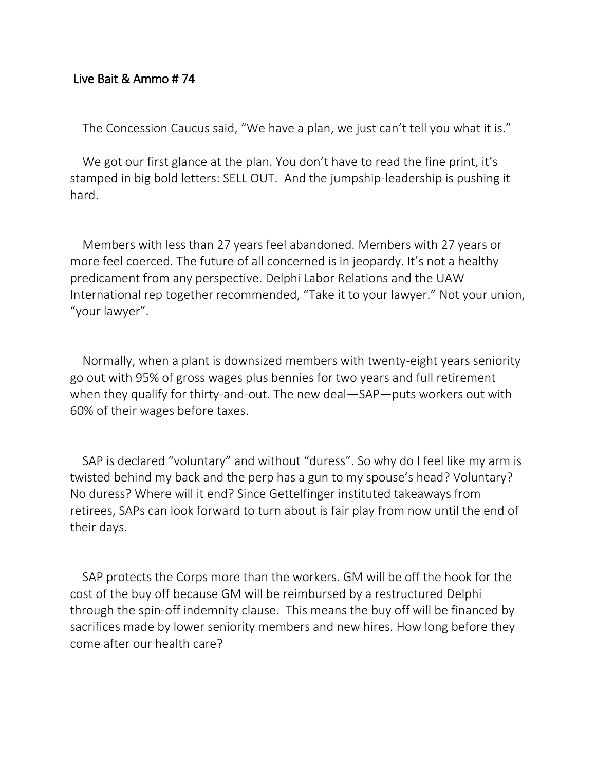# Live Bait & Ammo # 74

The Concession Caucus said, "We have a plan, we just can't tell you what it is."

We got our first glance at the plan. You don't have to read the fine print, it's stamped in big bold letters: SELL OUT. And the jumpship-leadership is pushing it hard.

Members with less than 27 years feel abandoned. Members with 27 years or more feel coerced. The future of all concerned is in jeopardy. It's not a healthy predicament from any perspective. Delphi Labor Relations and the UAW International rep together recommended, "Take it to your lawyer." Not your union, "your lawyer".

Normally, when a plant is downsized members with twenty-eight years seniority go out with 95% of gross wages plus bennies for two years and full retirement when they qualify for thirty-and-out. The new deal—SAP—puts workers out with 60% of their wages before taxes.

SAP is declared "voluntary" and without "duress". So why do I feel like my arm is twisted behind my back and the perp has a gun to my spouse's head? Voluntary? No duress? Where will it end? Since Gettelfinger instituted takeaways from retirees, SAPs can look forward to turn about is fair play from now until the end of their days.

SAP protects the Corps more than the workers. GM will be off the hook for the cost of the buy off because GM will be reimbursed by a restructured Delphi through the spin-off indemnity clause. This means the buy off will be financed by sacrifices made by lower seniority members and new hires. How long before they come after our health care?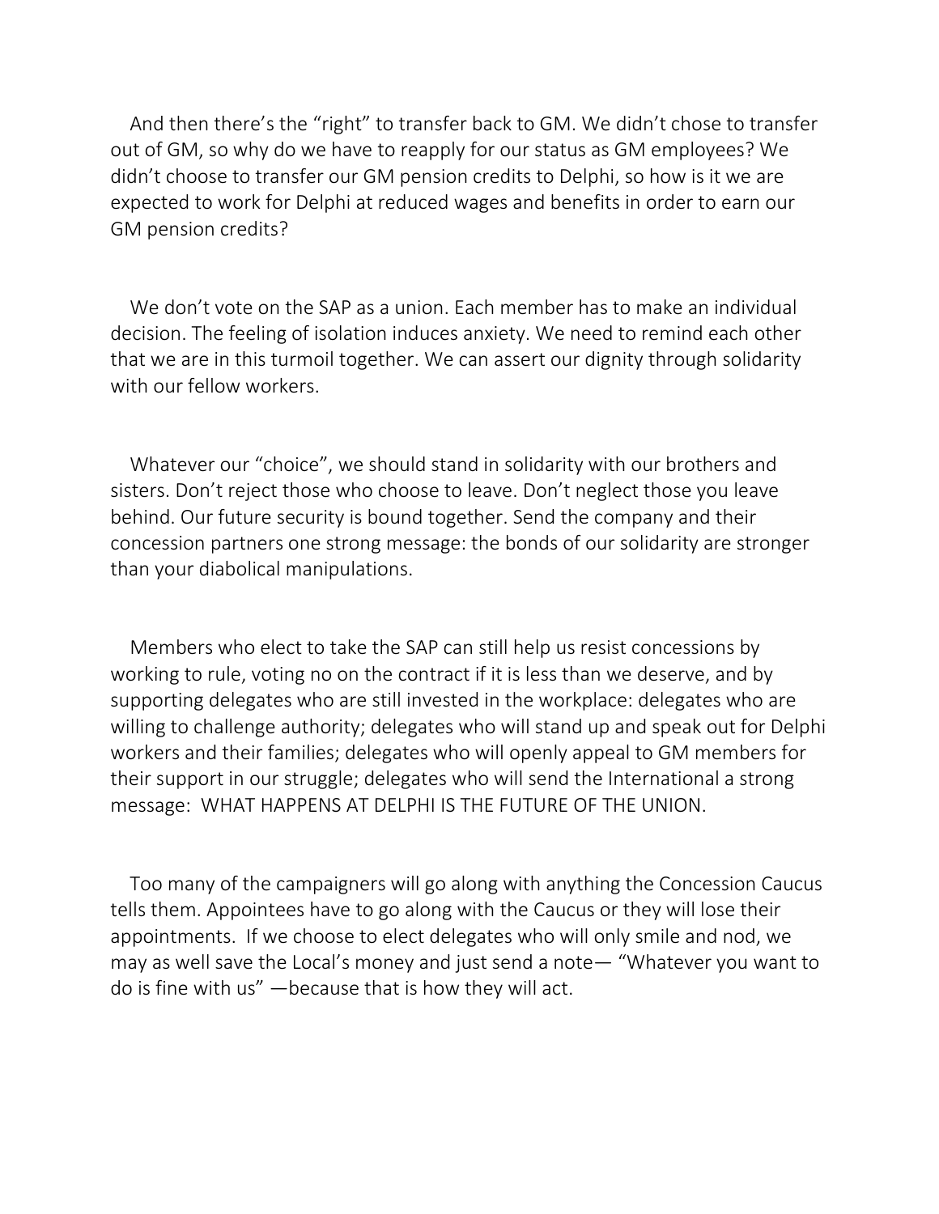And then there's the "right" to transfer back to GM. We didn't chose to transfer out of GM, so why do we have to reapply for our status as GM employees? We didn't choose to transfer our GM pension credits to Delphi, so how is it we are expected to work for Delphi at reduced wages and benefits in order to earn our GM pension credits?

We don't vote on the SAP as a union. Each member has to make an individual decision. The feeling of isolation induces anxiety. We need to remind each other that we are in this turmoil together. We can assert our dignity through solidarity with our fellow workers.

Whatever our "choice", we should stand in solidarity with our brothers and sisters. Don't reject those who choose to leave. Don't neglect those you leave behind. Our future security is bound together. Send the company and their concession partners one strong message: the bonds of our solidarity are stronger than your diabolical manipulations.

Members who elect to take the SAP can still help us resist concessions by working to rule, voting no on the contract if it is less than we deserve, and by supporting delegates who are still invested in the workplace: delegates who are willing to challenge authority; delegates who will stand up and speak out for Delphi workers and their families; delegates who will openly appeal to GM members for their support in our struggle; delegates who will send the International a strong message: WHAT HAPPENS AT DELPHI IS THE FUTURE OF THE UNION.

Too many of the campaigners will go along with anything the Concession Caucus tells them. Appointees have to go along with the Caucus or they will lose their appointments. If we choose to elect delegates who will only smile and nod, we may as well save the Local's money and just send a note— "Whatever you want to do is fine with us" —because that is how they will act.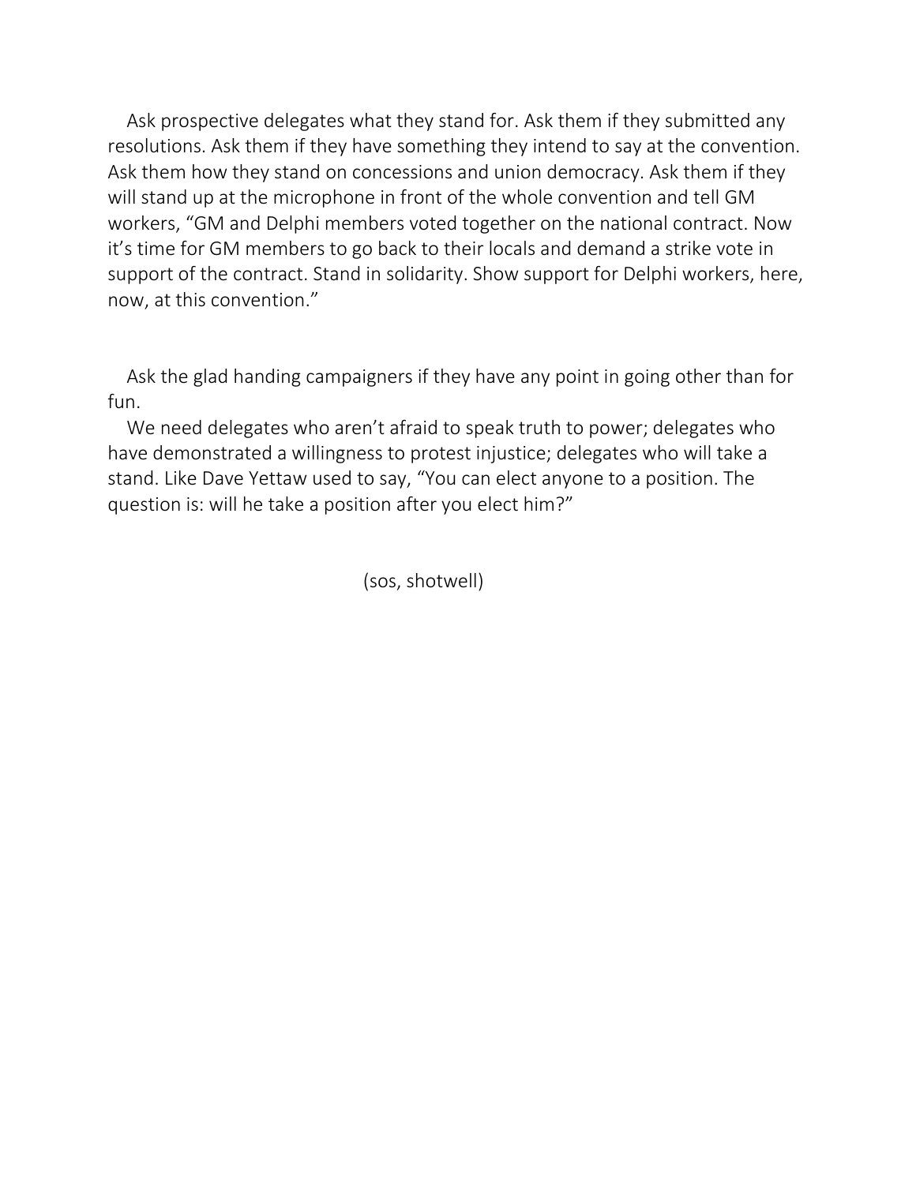Ask prospective delegates what they stand for. Ask them if they submitted any resolutions. Ask them if they have something they intend to say at the convention. Ask them how they stand on concessions and union democracy. Ask them if they will stand up at the microphone in front of the whole convention and tell GM workers, "GM and Delphi members voted together on the national contract. Now it's time for GM members to go back to their locals and demand a strike vote in support of the contract. Stand in solidarity. Show support for Delphi workers, here, now, at this convention."

Ask the glad handing campaigners if they have any point in going other than for fun.

We need delegates who aren't afraid to speak truth to power; delegates who have demonstrated a willingness to protest injustice; delegates who will take a stand. Like Dave Yettaw used to say, "You can elect anyone to a position. The question is: will he take a position after you elect him?"

(sos, shotwell)